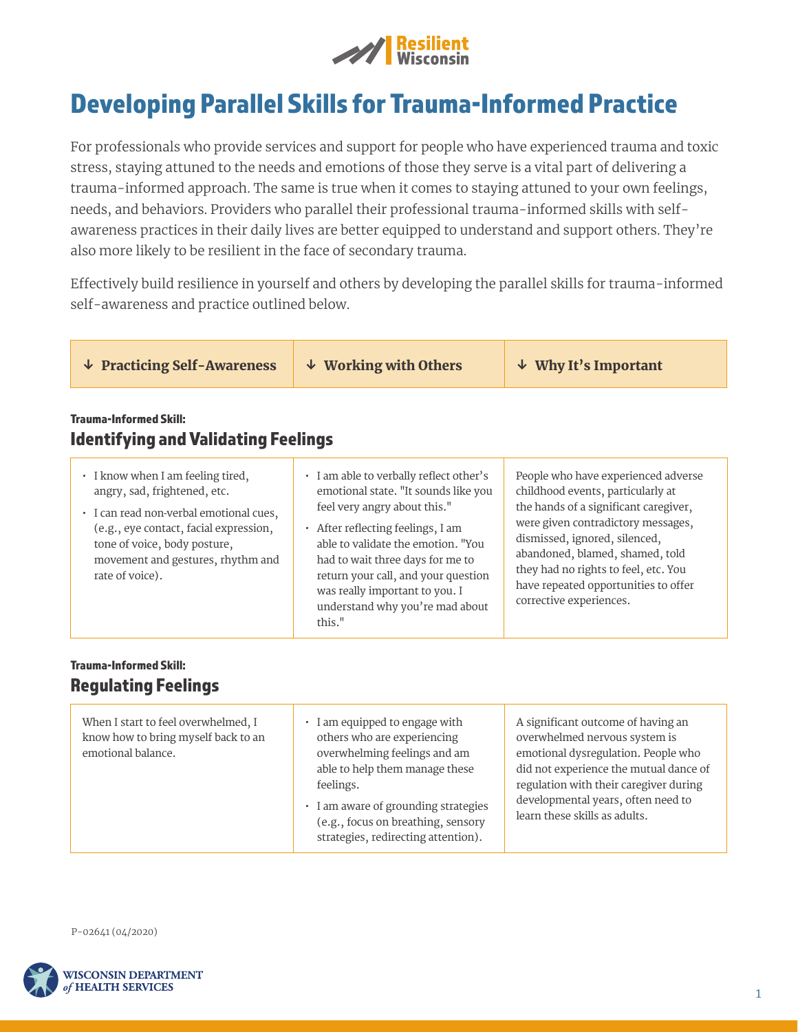Resilient Wisconsin

# Developing Parallel Skills for Trauma-Informed Practice

For professionals who provide services and support for people who have experienced trauma and toxic stress, staying attuned to the needs and emotions of those they serve is a vital part of delivering a trauma-informed approach. The same is true when it comes to staying attuned to your own feelings, needs, and behaviors. Providers who parallel their professional trauma-informed skills with self-awareness practices in their daily lives are better equipped to understand and support others. They're also more likely to be resilient in the face of secondary trauma.

Effectively build resilience in yourself and others by developing the parallel skills for trauma-informed self-awareness and practice outlined below.

| ↓ Practicing Self-Awareness | ↓ Working with Others | ↓ Why It's Important |
|---|---|---|

**Trauma-Informed Skill:**

### Identifying and Validating Feelings

| Practicing Self-Awareness | Working with Others | Why It's Important |
|---|---|---|
| • I know when I am feeling tired, angry, sad, frightened, etc.<br>• I can read non-verbal emotional cues, (e.g., eye contact, facial expression, tone of voice, body posture, movement and gestures, rhythm and rate of voice). | • I am able to verbally reflect other's emotional state. "It sounds like you feel very angry about this."<br>• After reflecting feelings, I am able to validate the emotion. "You had to wait three days for me to return your call, and your question was really important to you. I understand why you're mad about this." | People who have experienced adverse childhood events, particularly at the hands of a significant caregiver, were given contradictory messages, dismissed, ignored, silenced, abandoned, blamed, shamed, told they had no rights to feel, etc. You have repeated opportunities to offer corrective experiences. |

**Trauma-Informed Skill:**

### Regulating Feelings

| Practicing Self-Awareness | Working with Others | Why It's Important |
|---|---|---|
| When I start to feel overwhelmed, I know how to bring myself back to an emotional balance. | • I am equipped to engage with others who are experiencing overwhelming feelings and am able to help them manage these feelings.<br>• I am aware of grounding strategies (e.g., focus on breathing, sensory strategies, redirecting attention). | A significant outcome of having an overwhelmed nervous system is emotional dysregulation. People who did not experience the mutual dance of regulation with their caregiver during developmental years, often need to learn these skills as adults. |

P-02641 (04/2020)

WISCONSIN DEPARTMENT *of* HEALTH SERVICES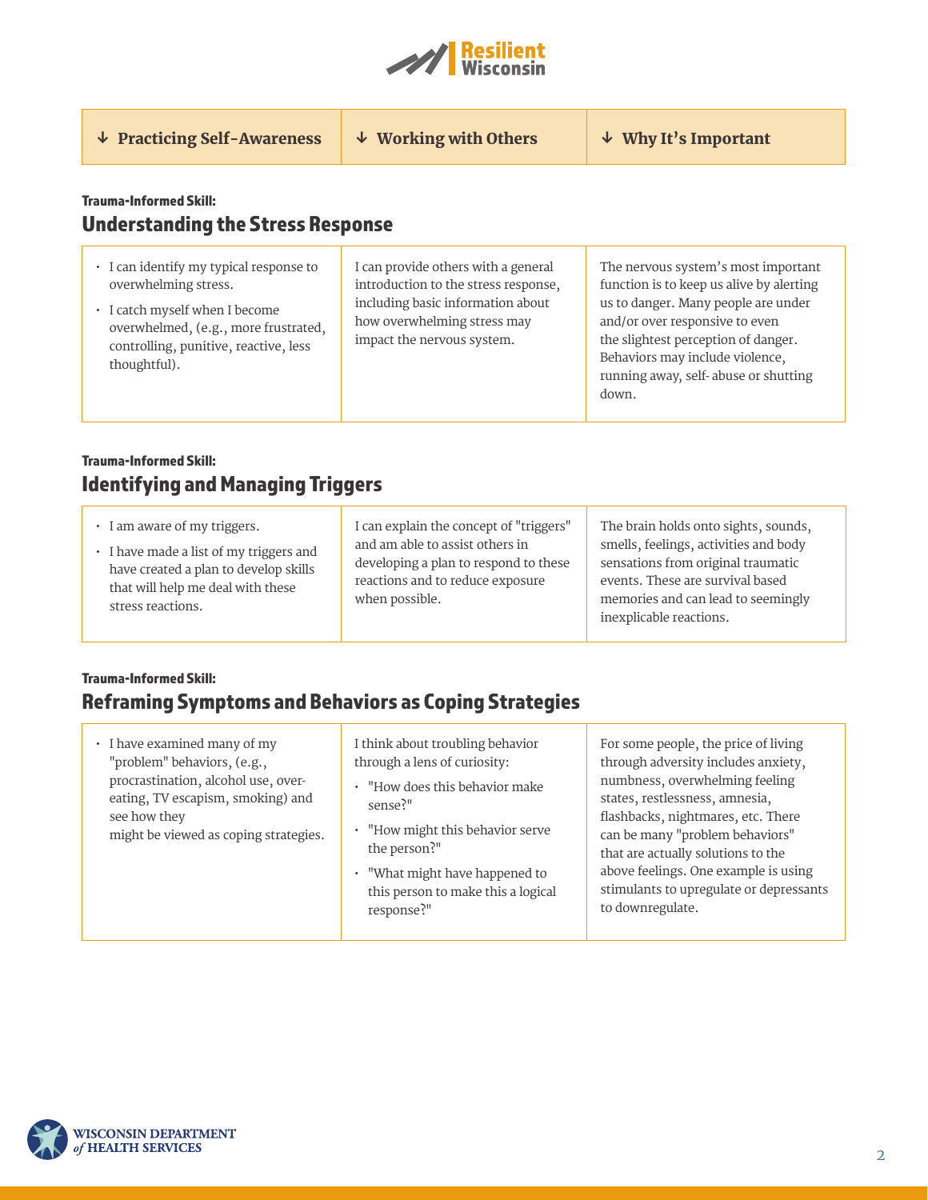| ↓ Practicing Self-Awareness | ↓ Working with Others | ↓ Why It's Important |
|---|---|---|

**Trauma-Informed Skill:**

## Understanding the Stress Response

| Practicing Self-Awareness | Working with Others | Why It's Important |
|---|---|---|
| • I can identify my typical response to overwhelming stress.<br>• I catch myself when I become overwhelmed, (e.g., more frustrated, controlling, punitive, reactive, less thoughtful). | I can provide others with a general introduction to the stress response, including basic information about how overwhelming stress may impact the nervous system. | The nervous system's most important function is to keep us alive by alerting us to danger. Many people are under and/or over responsive to even the slightest perception of danger. Behaviors may include violence, running away, self- abuse or shutting down. |

**Trauma-Informed Skill:**

## Identifying and Managing Triggers

| Practicing Self-Awareness | Working with Others | Why It's Important |
|---|---|---|
| • I am aware of my triggers.<br>• I have made a list of my triggers and have created a plan to develop skills that will help me deal with these stress reactions. | I can explain the concept of "triggers" and am able to assist others in developing a plan to respond to these reactions and to reduce exposure when possible. | The brain holds onto sights, sounds, smells, feelings, activities and body sensations from original traumatic events. These are survival based memories and can lead to seemingly inexplicable reactions. |

**Trauma-Informed Skill:**

## Reframing Symptoms and Behaviors as Coping Strategies

| Practicing Self-Awareness | Working with Others | Why It's Important |
|---|---|---|
| • I have examined many of my "problem" behaviors, (e.g., procrastination, alcohol use, over-eating, TV escapism, smoking) and see how they might be viewed as coping strategies. | I think about troubling behavior through a lens of curiosity:<br>• "How does this behavior make sense?"<br>• "How might this behavior serve the person?"<br>• "What might have happened to this person to make this a logical response?" | For some people, the price of living through adversity includes anxiety, numbness, overwhelming feeling states, restlessness, amnesia, flashbacks, nightmares, etc. There can be many "problem behaviors" that are actually solutions to the above feelings. One example is using stimulants to upregulate or depressants to downregulate. |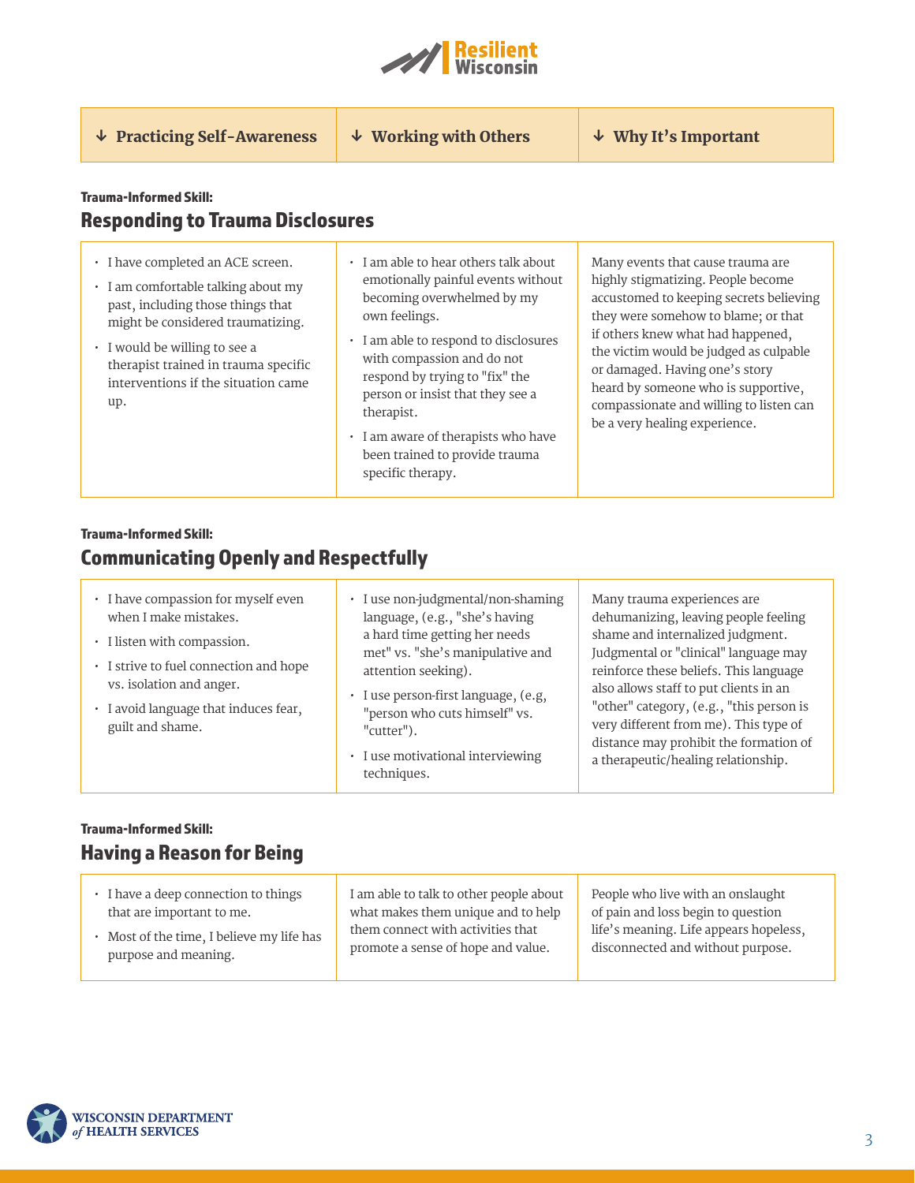| ↓ Practicing Self-Awareness | ↓ Working with Others | ↓ Why It's Important |
|---|---|---|

**Trauma-Informed Skill:**

## Responding to Trauma Disclosures

| Practicing Self-Awareness | Working with Others | Why It's Important |
|---|---|---|
| • I have completed an ACE screen.<br>• I am comfortable talking about my past, including those things that might be considered traumatizing.<br>• I would be willing to see a therapist trained in trauma specific interventions if the situation came up. | • I am able to hear others talk about emotionally painful events without becoming overwhelmed by my own feelings.<br>• I am able to respond to disclosures with compassion and do not respond by trying to "fix" the person or insist that they see a therapist.<br>• I am aware of therapists who have been trained to provide trauma specific therapy. | Many events that cause trauma are highly stigmatizing. People become accustomed to keeping secrets believing they were somehow to blame; or that if others knew what had happened, the victim would be judged as culpable or damaged. Having one's story heard by someone who is supportive, compassionate and willing to listen can be a very healing experience. |

**Trauma-Informed Skill:**

## Communicating Openly and Respectfully

| Practicing Self-Awareness | Working with Others | Why It's Important |
|---|---|---|
| • I have compassion for myself even when I make mistakes.<br>• I listen with compassion.<br>• I strive to fuel connection and hope vs. isolation and anger.<br>• I avoid language that induces fear, guilt and shame. | • I use non-judgmental/non-shaming language, (e.g., "she's having a hard time getting her needs met" vs. "she's manipulative and attention seeking).<br>• I use person-first language, (e.g, "person who cuts himself" vs. "cutter").<br>• I use motivational interviewing techniques. | Many trauma experiences are dehumanizing, leaving people feeling shame and internalized judgment. Judgmental or "clinical" language may reinforce these beliefs. This language also allows staff to put clients in an "other" category, (e.g., "this person is very different from me). This type of distance may prohibit the formation of a therapeutic/healing relationship. |

**Trauma-Informed Skill:**

## Having a Reason for Being

| Practicing Self-Awareness | Working with Others | Why It's Important |
|---|---|---|
| • I have a deep connection to things that are important to me.<br>• Most of the time, I believe my life has purpose and meaning. | I am able to talk to other people about what makes them unique and to help them connect with activities that promote a sense of hope and value. | People who live with an onslaught of pain and loss begin to question life's meaning. Life appears hopeless, disconnected and without purpose. |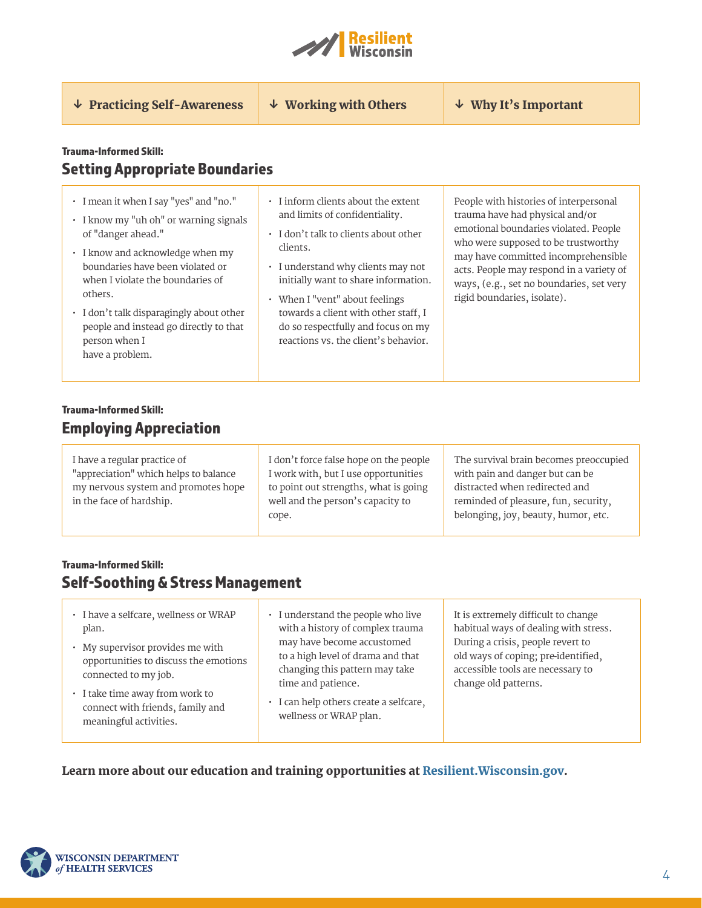| ↓ Practicing Self-Awareness | ↓ Working with Others | ↓ Why It's Important |
|---|---|---|

**Trauma-Informed Skill:**

## Setting Appropriate Boundaries

| | | |
|---|---|---|
| • I mean it when I say "yes" and "no."<br>• I know my "uh oh" or warning signals of "danger ahead."<br>• I know and acknowledge when my boundaries have been violated or when I violate the boundaries of others.<br>• I don't talk disparagingly about other people and instead go directly to that person when I have a problem. | • I inform clients about the extent and limits of confidentiality.<br>• I don't talk to clients about other clients.<br>• I understand why clients may not initially want to share information.<br>• When I "vent" about feelings towards a client with other staff, I do so respectfully and focus on my reactions vs. the client's behavior. | People with histories of interpersonal trauma have had physical and/or emotional boundaries violated. People who were supposed to be trustworthy may have committed incomprehensible acts. People may respond in a variety of ways, (e.g., set no boundaries, set very rigid boundaries, isolate). |

**Trauma-Informed Skill:**

## Employing Appreciation

| | | |
|---|---|---|
| I have a regular practice of "appreciation" which helps to balance my nervous system and promotes hope in the face of hardship. | I don't force false hope on the people I work with, but I use opportunities to point out strengths, what is going well and the person's capacity to cope. | The survival brain becomes preoccupied with pain and danger but can be distracted when redirected and reminded of pleasure, fun, security, belonging, joy, beauty, humor, etc. |

**Trauma-Informed Skill:**

## Self-Soothing & Stress Management

| | | |
|---|---|---|
| • I have a selfcare, wellness or WRAP plan.<br>• My supervisor provides me with opportunities to discuss the emotions connected to my job.<br>• I take time away from work to connect with friends, family and meaningful activities. | • I understand the people who live with a history of complex trauma may have become accustomed to a high level of drama and that changing this pattern may take time and patience.<br>• I can help others create a selfcare, wellness or WRAP plan. | It is extremely difficult to change habitual ways of dealing with stress. During a crisis, people revert to old ways of coping; pre-identified, accessible tools are necessary to change old patterns. |

**Learn more about our education and training opportunities at Resilient.Wisconsin.gov.**